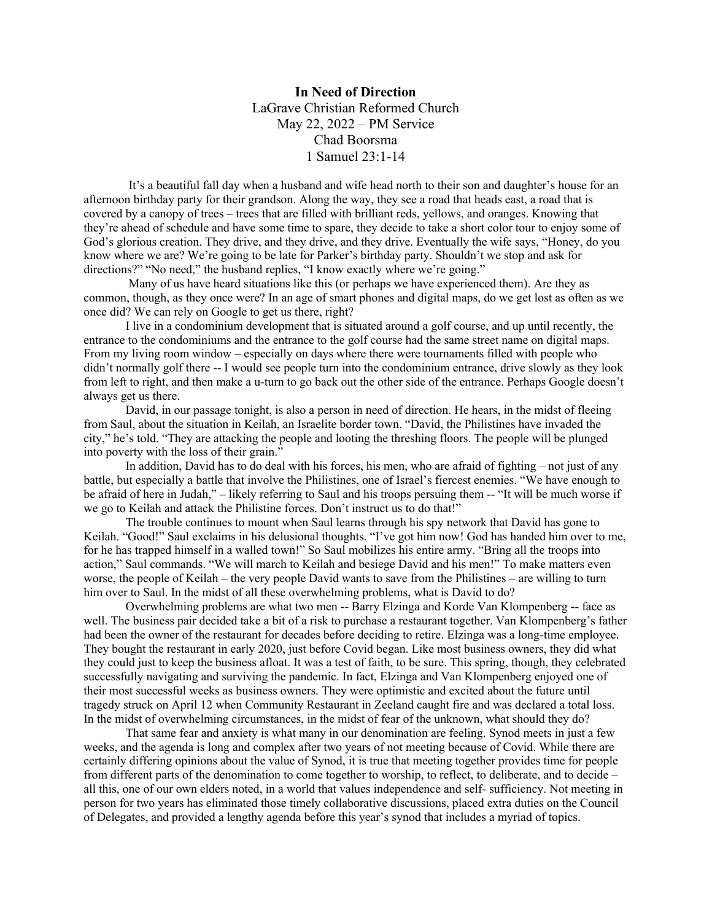# In Need of Direction

LaGrave Christian Reformed Church
May 22, 2022 – PM Service
Chad Boorsma
1 Samuel 23:1-14

It's a beautiful fall day when a husband and wife head north to their son and daughter's house for an afternoon birthday party for their grandson. Along the way, they see a road that heads east, a road that is covered by a canopy of trees – trees that are filled with brilliant reds, yellows, and oranges. Knowing that they're ahead of schedule and have some time to spare, they decide to take a short color tour to enjoy some of God's glorious creation. They drive, and they drive, and they drive. Eventually the wife says, "Honey, do you know where we are? We're going to be late for Parker's birthday party. Shouldn't we stop and ask for directions?" "No need," the husband replies, "I know exactly where we're going."

Many of us have heard situations like this (or perhaps we have experienced them). Are they as common, though, as they once were? In an age of smart phones and digital maps, do we get lost as often as we once did? We can rely on Google to get us there, right?

I live in a condominium development that is situated around a golf course, and up until recently, the entrance to the condominiums and the entrance to the golf course had the same street name on digital maps. From my living room window – especially on days where there were tournaments filled with people who didn't normally golf there -- I would see people turn into the condominium entrance, drive slowly as they look from left to right, and then make a u-turn to go back out the other side of the entrance. Perhaps Google doesn't always get us there.

David, in our passage tonight, is also a person in need of direction. He hears, in the midst of fleeing from Saul, about the situation in Keilah, an Israelite border town. "David, the Philistines have invaded the city," he's told. "They are attacking the people and looting the threshing floors. The people will be plunged into poverty with the loss of their grain."

In addition, David has to do deal with his forces, his men, who are afraid of fighting – not just of any battle, but especially a battle that involve the Philistines, one of Israel's fiercest enemies. "We have enough to be afraid of here in Judah," – likely referring to Saul and his troops persuing them -- "It will be much worse if we go to Keilah and attack the Philistine forces. Don't instruct us to do that!"

The trouble continues to mount when Saul learns through his spy network that David has gone to Keilah. "Good!" Saul exclaims in his delusional thoughts. "I've got him now! God has handed him over to me, for he has trapped himself in a walled town!" So Saul mobilizes his entire army. "Bring all the troops into action," Saul commands. "We will march to Keilah and besiege David and his men!" To make matters even worse, the people of Keilah – the very people David wants to save from the Philistines – are willing to turn him over to Saul. In the midst of all these overwhelming problems, what is David to do?

Overwhelming problems are what two men -- Barry Elzinga and Korde Van Klompenberg -- face as well. The business pair decided take a bit of a risk to purchase a restaurant together. Van Klompenberg's father had been the owner of the restaurant for decades before deciding to retire. Elzinga was a long-time employee. They bought the restaurant in early 2020, just before Covid began. Like most business owners, they did what they could just to keep the business afloat. It was a test of faith, to be sure. This spring, though, they celebrated successfully navigating and surviving the pandemic. In fact, Elzinga and Van Klompenberg enjoyed one of their most successful weeks as business owners. They were optimistic and excited about the future until tragedy struck on April 12 when Community Restaurant in Zeeland caught fire and was declared a total loss. In the midst of overwhelming circumstances, in the midst of fear of the unknown, what should they do?

That same fear and anxiety is what many in our denomination are feeling. Synod meets in just a few weeks, and the agenda is long and complex after two years of not meeting because of Covid. While there are certainly differing opinions about the value of Synod, it is true that meeting together provides time for people from different parts of the denomination to come together to worship, to reflect, to deliberate, and to decide – all this, one of our own elders noted, in a world that values independence and self- sufficiency. Not meeting in person for two years has eliminated those timely collaborative discussions, placed extra duties on the Council of Delegates, and provided a lengthy agenda before this year's synod that includes a myriad of topics.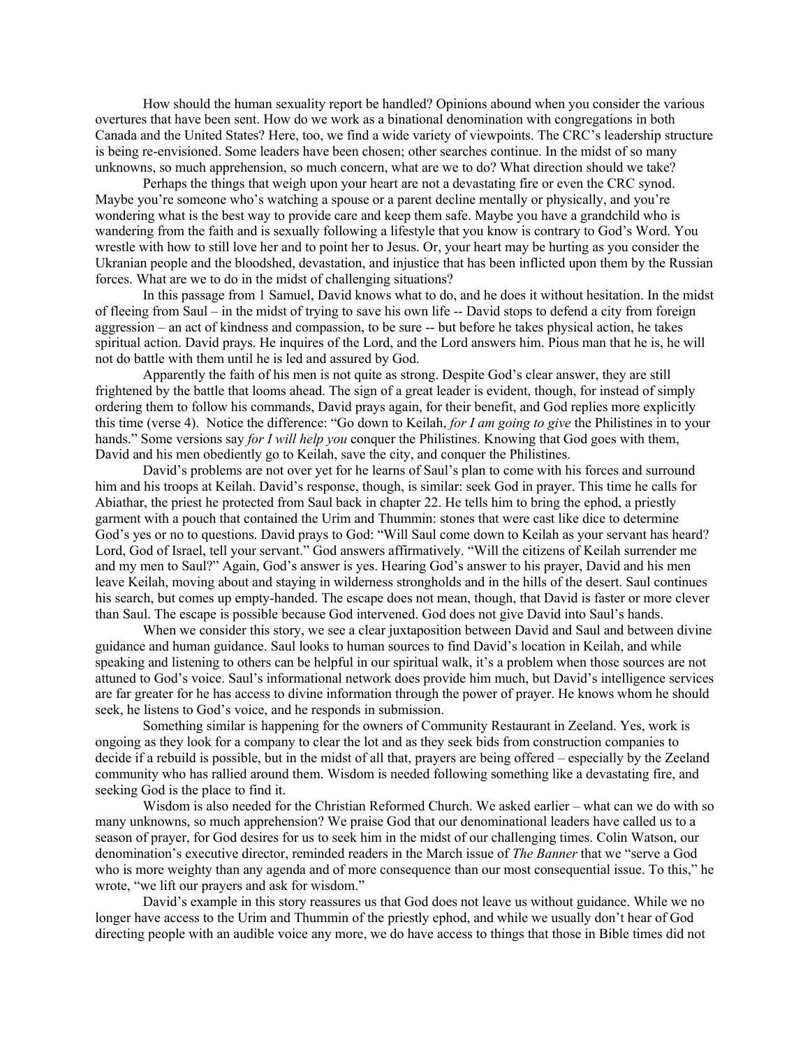How should the human sexuality report be handled? Opinions abound when you consider the various overtures that have been sent. How do we work as a binational denomination with congregations in both Canada and the United States? Here, too, we find a wide variety of viewpoints. The CRC's leadership structure is being re-envisioned. Some leaders have been chosen; other searches continue. In the midst of so many unknowns, so much apprehension, so much concern, what are we to do? What direction should we take?

Perhaps the things that weigh upon your heart are not a devastating fire or even the CRC synod. Maybe you're someone who's watching a spouse or a parent decline mentally or physically, and you're wondering what is the best way to provide care and keep them safe. Maybe you have a grandchild who is wandering from the faith and is sexually following a lifestyle that you know is contrary to God's Word. You wrestle with how to still love her and to point her to Jesus. Or, your heart may be hurting as you consider the Ukranian people and the bloodshed, devastation, and injustice that has been inflicted upon them by the Russian forces. What are we to do in the midst of challenging situations?

In this passage from 1 Samuel, David knows what to do, and he does it without hesitation. In the midst of fleeing from Saul – in the midst of trying to save his own life -- David stops to defend a city from foreign aggression – an act of kindness and compassion, to be sure -- but before he takes physical action, he takes spiritual action. David prays. He inquires of the Lord, and the Lord answers him. Pious man that he is, he will not do battle with them until he is led and assured by God.

Apparently the faith of his men is not quite as strong. Despite God's clear answer, they are still frightened by the battle that looms ahead. The sign of a great leader is evident, though, for instead of simply ordering them to follow his commands, David prays again, for their benefit, and God replies more explicitly this time (verse 4). Notice the difference: "Go down to Keilah, *for I am going to give* the Philistines in to your hands." Some versions say *for I will help you* conquer the Philistines. Knowing that God goes with them, David and his men obediently go to Keilah, save the city, and conquer the Philistines.

David's problems are not over yet for he learns of Saul's plan to come with his forces and surround him and his troops at Keilah. David's response, though, is similar: seek God in prayer. This time he calls for Abiathar, the priest he protected from Saul back in chapter 22. He tells him to bring the ephod, a priestly garment with a pouch that contained the Urim and Thummin: stones that were cast like dice to determine God's yes or no to questions. David prays to God: "Will Saul come down to Keilah as your servant has heard? Lord, God of Israel, tell your servant." God answers affirmatively. "Will the citizens of Keilah surrender me and my men to Saul?" Again, God's answer is yes. Hearing God's answer to his prayer, David and his men leave Keilah, moving about and staying in wilderness strongholds and in the hills of the desert. Saul continues his search, but comes up empty-handed. The escape does not mean, though, that David is faster or more clever than Saul. The escape is possible because God intervened. God does not give David into Saul's hands.

When we consider this story, we see a clear juxtaposition between David and Saul and between divine guidance and human guidance. Saul looks to human sources to find David's location in Keilah, and while speaking and listening to others can be helpful in our spiritual walk, it's a problem when those sources are not attuned to God's voice. Saul's informational network does provide him much, but David's intelligence services are far greater for he has access to divine information through the power of prayer. He knows whom he should seek, he listens to God's voice, and he responds in submission.

Something similar is happening for the owners of Community Restaurant in Zeeland. Yes, work is ongoing as they look for a company to clear the lot and as they seek bids from construction companies to decide if a rebuild is possible, but in the midst of all that, prayers are being offered – especially by the Zeeland community who has rallied around them. Wisdom is needed following something like a devastating fire, and seeking God is the place to find it.

Wisdom is also needed for the Christian Reformed Church. We asked earlier – what can we do with so many unknowns, so much apprehension? We praise God that our denominational leaders have called us to a season of prayer, for God desires for us to seek him in the midst of our challenging times. Colin Watson, our denomination's executive director, reminded readers in the March issue of *The Banner* that we "serve a God who is more weighty than any agenda and of more consequence than our most consequential issue. To this," he wrote, "we lift our prayers and ask for wisdom."

David's example in this story reassures us that God does not leave us without guidance. While we no longer have access to the Urim and Thummin of the priestly ephod, and while we usually don't hear of God directing people with an audible voice any more, we do have access to things that those in Bible times did not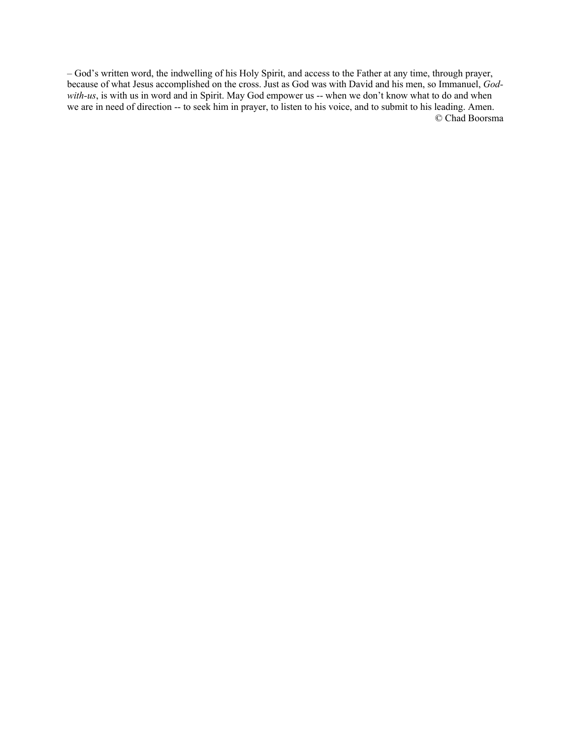– God's written word, the indwelling of his Holy Spirit, and access to the Father at any time, through prayer, because of what Jesus accomplished on the cross. Just as God was with David and his men, so Immanuel, *God-with-us*, is with us in word and in Spirit. May God empower us -- when we don't know what to do and when we are in need of direction -- to seek him in prayer, to listen to his voice, and to submit to his leading. Amen.

© Chad Boorsma